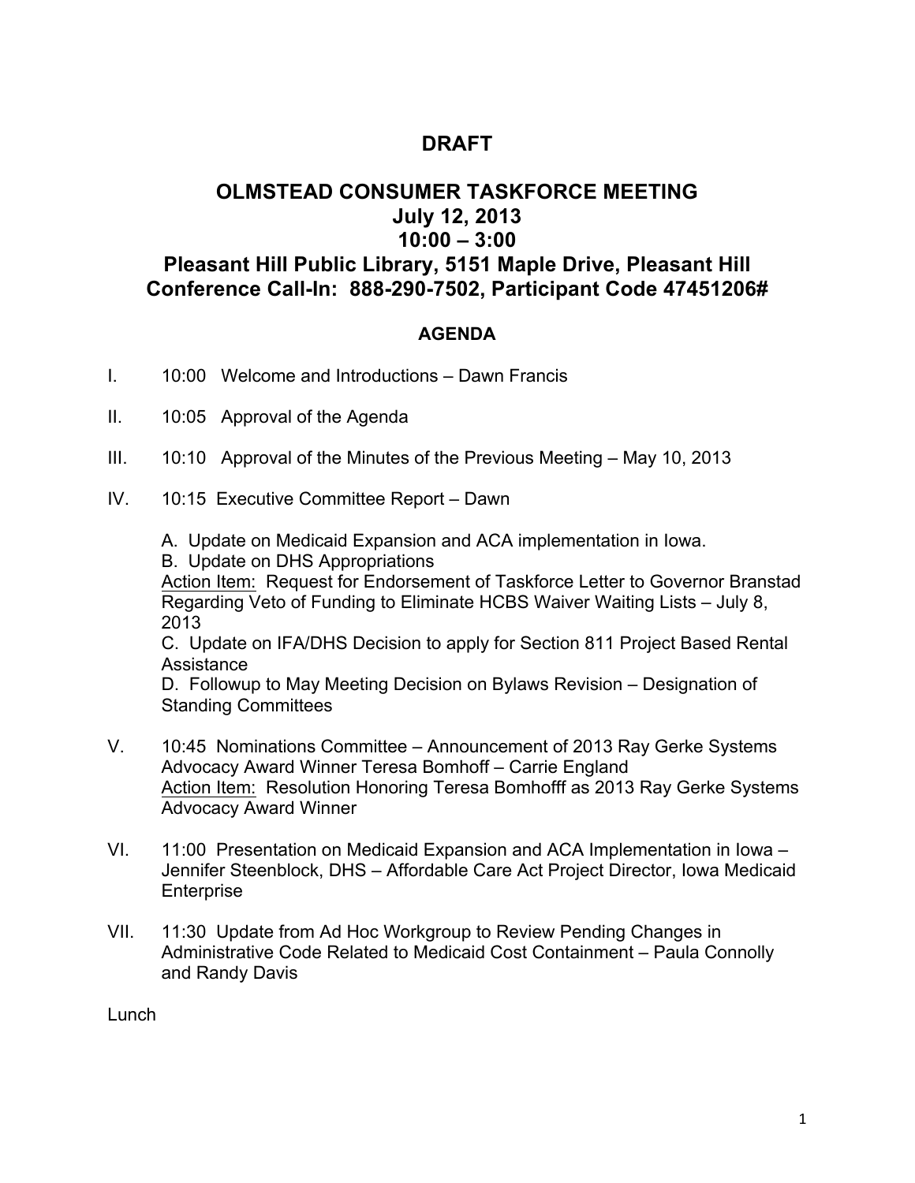# DRAFT

## OLMSTEAD CONSUMER TASKFORCE MEETING
## July 12, 2013
## 10:00 – 3:00
## Pleasant Hill Public Library, 5151 Maple Drive, Pleasant Hill
## Conference Call-In: 888-290-7502, Participant Code 47451206#

### AGENDA

I. 10:00 Welcome and Introductions – Dawn Francis

II. 10:05 Approval of the Agenda

III. 10:10 Approval of the Minutes of the Previous Meeting – May 10, 2013

IV. 10:15 Executive Committee Report – Dawn

A. Update on Medicaid Expansion and ACA implementation in Iowa.
B. Update on DHS Appropriations
Action Item: Request for Endorsement of Taskforce Letter to Governor Branstad Regarding Veto of Funding to Eliminate HCBS Waiver Waiting Lists – July 8, 2013
C. Update on IFA/DHS Decision to apply for Section 811 Project Based Rental Assistance
D. Followup to May Meeting Decision on Bylaws Revision – Designation of Standing Committees

V. 10:45 Nominations Committee – Announcement of 2013 Ray Gerke Systems Advocacy Award Winner Teresa Bomhoff – Carrie England
Action Item: Resolution Honoring Teresa Bomhofff as 2013 Ray Gerke Systems Advocacy Award Winner

VI. 11:00 Presentation on Medicaid Expansion and ACA Implementation in Iowa – Jennifer Steenblock, DHS – Affordable Care Act Project Director, Iowa Medicaid Enterprise

VII. 11:30 Update from Ad Hoc Workgroup to Review Pending Changes in Administrative Code Related to Medicaid Cost Containment – Paula Connolly and Randy Davis

Lunch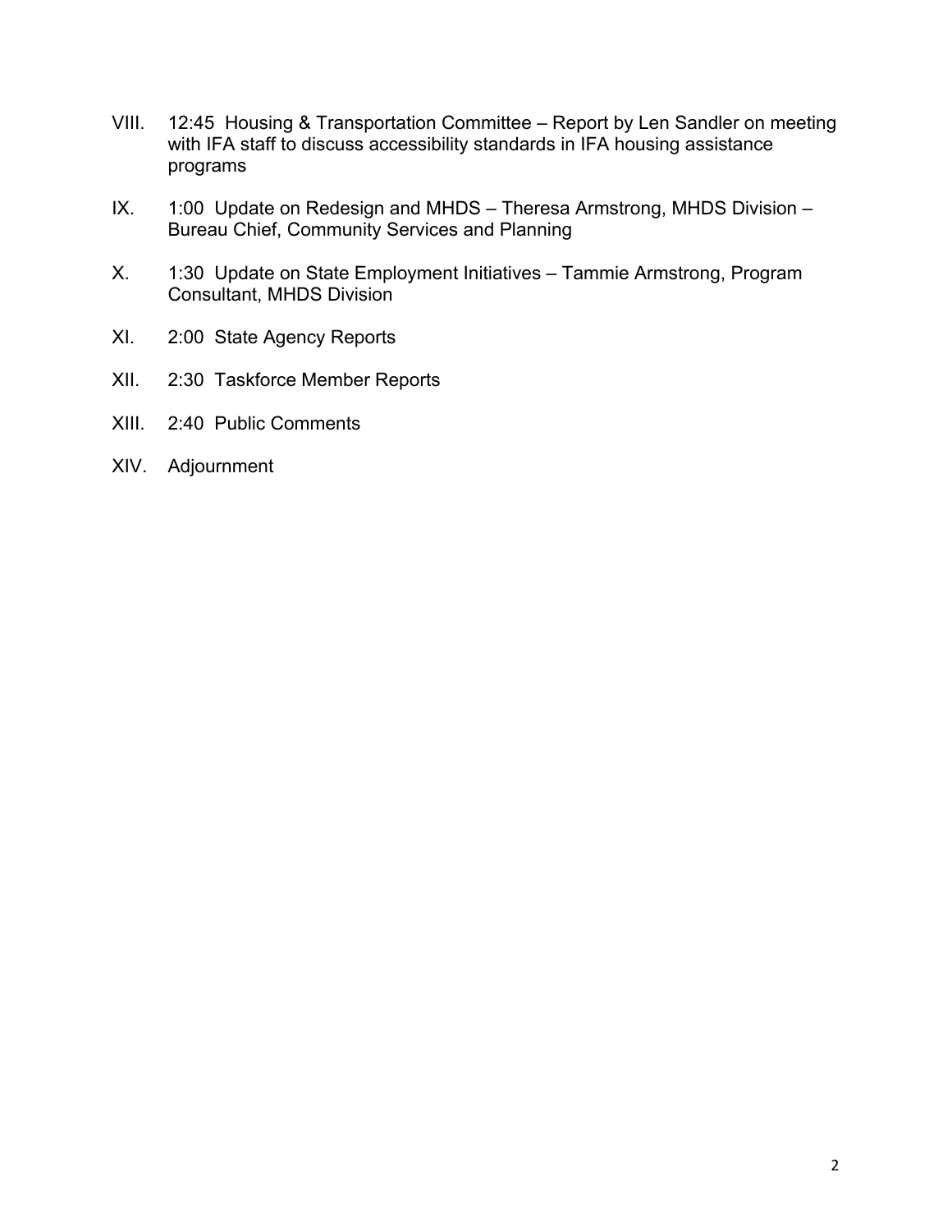VIII. 12:45 Housing & Transportation Committee – Report by Len Sandler on meeting with IFA staff to discuss accessibility standards in IFA housing assistance programs

IX. 1:00 Update on Redesign and MHDS – Theresa Armstrong, MHDS Division – Bureau Chief, Community Services and Planning

X. 1:30 Update on State Employment Initiatives – Tammie Armstrong, Program Consultant, MHDS Division

XI. 2:00 State Agency Reports

XII. 2:30 Taskforce Member Reports

XIII. 2:40 Public Comments

XIV. Adjournment